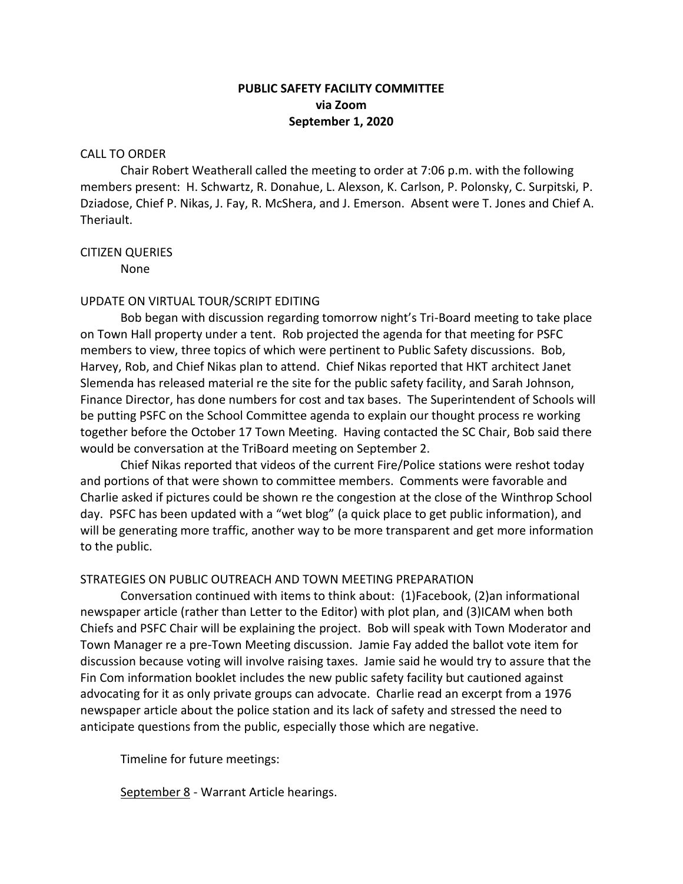# PUBLIC SAFETY FACILITY COMMITTEE
## via Zoom
## September 1, 2020

CALL TO ORDER

Chair Robert Weatherall called the meeting to order at 7:06 p.m. with the following members present: H. Schwartz, R. Donahue, L. Alexson, K. Carlson, P. Polonsky, C. Surpitski, P. Dziadose, Chief P. Nikas, J. Fay, R. McShera, and J. Emerson. Absent were T. Jones and Chief A. Theriault.

CITIZEN QUERIES

None

UPDATE ON VIRTUAL TOUR/SCRIPT EDITING

Bob began with discussion regarding tomorrow night's Tri-Board meeting to take place on Town Hall property under a tent. Rob projected the agenda for that meeting for PSFC members to view, three topics of which were pertinent to Public Safety discussions. Bob, Harvey, Rob, and Chief Nikas plan to attend. Chief Nikas reported that HKT architect Janet Slemenda has released material re the site for the public safety facility, and Sarah Johnson, Finance Director, has done numbers for cost and tax bases. The Superintendent of Schools will be putting PSFC on the School Committee agenda to explain our thought process re working together before the October 17 Town Meeting. Having contacted the SC Chair, Bob said there would be conversation at the TriBoard meeting on September 2.

Chief Nikas reported that videos of the current Fire/Police stations were reshot today and portions of that were shown to committee members. Comments were favorable and Charlie asked if pictures could be shown re the congestion at the close of the Winthrop School day. PSFC has been updated with a "wet blog" (a quick place to get public information), and will be generating more traffic, another way to be more transparent and get more information to the public.

STRATEGIES ON PUBLIC OUTREACH AND TOWN MEETING PREPARATION

Conversation continued with items to think about: (1)Facebook, (2)an informational newspaper article (rather than Letter to the Editor) with plot plan, and (3)ICAM when both Chiefs and PSFC Chair will be explaining the project. Bob will speak with Town Moderator and Town Manager re a pre-Town Meeting discussion. Jamie Fay added the ballot vote item for discussion because voting will involve raising taxes. Jamie said he would try to assure that the Fin Com information booklet includes the new public safety facility but cautioned against advocating for it as only private groups can advocate. Charlie read an excerpt from a 1976 newspaper article about the police station and its lack of safety and stressed the need to anticipate questions from the public, especially those which are negative.

Timeline for future meetings:

<u>September 8</u> - Warrant Article hearings.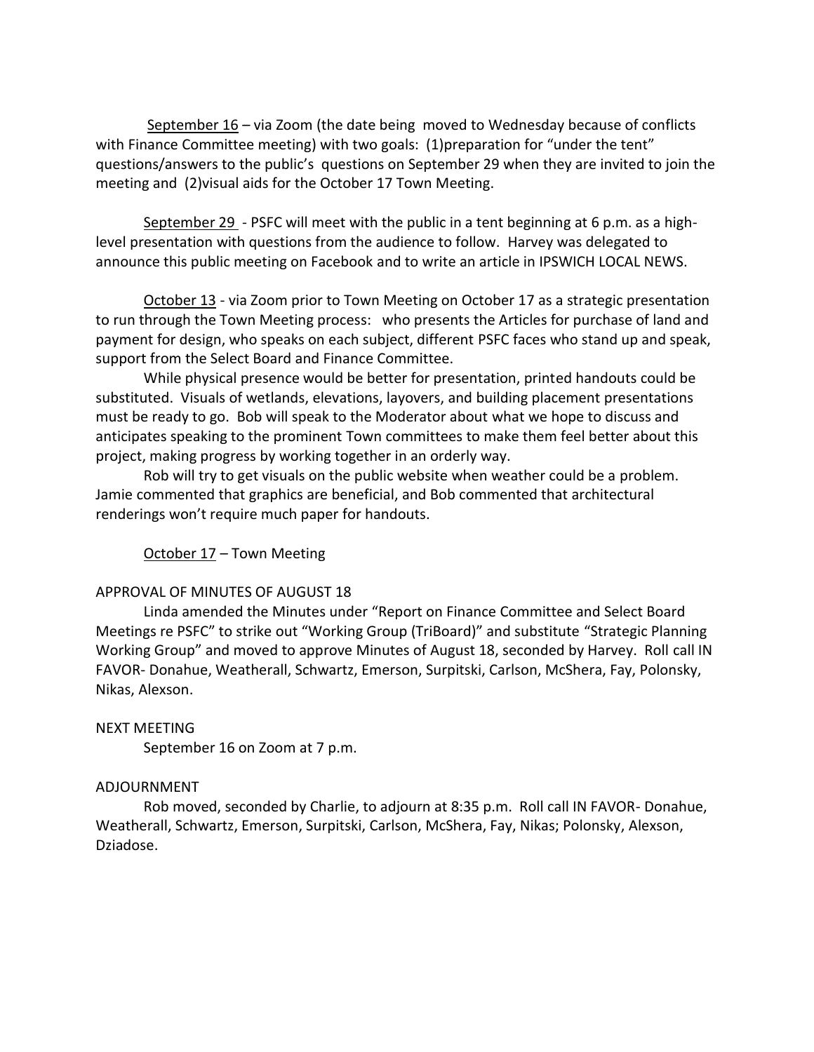September 16 – via Zoom (the date being moved to Wednesday because of conflicts with Finance Committee meeting) with two goals: (1)preparation for "under the tent" questions/answers to the public's questions on September 29 when they are invited to join the meeting and (2)visual aids for the October 17 Town Meeting.

September 29 - PSFC will meet with the public in a tent beginning at 6 p.m. as a high-level presentation with questions from the audience to follow. Harvey was delegated to announce this public meeting on Facebook and to write an article in IPSWICH LOCAL NEWS.

October 13 - via Zoom prior to Town Meeting on October 17 as a strategic presentation to run through the Town Meeting process: who presents the Articles for purchase of land and payment for design, who speaks on each subject, different PSFC faces who stand up and speak, support from the Select Board and Finance Committee.

While physical presence would be better for presentation, printed handouts could be substituted. Visuals of wetlands, elevations, layovers, and building placement presentations must be ready to go. Bob will speak to the Moderator about what we hope to discuss and anticipates speaking to the prominent Town committees to make them feel better about this project, making progress by working together in an orderly way.

Rob will try to get visuals on the public website when weather could be a problem. Jamie commented that graphics are beneficial, and Bob commented that architectural renderings won't require much paper for handouts.

October 17 – Town Meeting

APPROVAL OF MINUTES OF AUGUST 18

Linda amended the Minutes under "Report on Finance Committee and Select Board Meetings re PSFC" to strike out "Working Group (TriBoard)" and substitute "Strategic Planning Working Group" and moved to approve Minutes of August 18, seconded by Harvey. Roll call IN FAVOR- Donahue, Weatherall, Schwartz, Emerson, Surpitski, Carlson, McShera, Fay, Polonsky, Nikas, Alexson.

NEXT MEETING

September 16 on Zoom at 7 p.m.

ADJOURNMENT

Rob moved, seconded by Charlie, to adjourn at 8:35 p.m. Roll call IN FAVOR- Donahue, Weatherall, Schwartz, Emerson, Surpitski, Carlson, McShera, Fay, Nikas; Polonsky, Alexson, Dziadose.